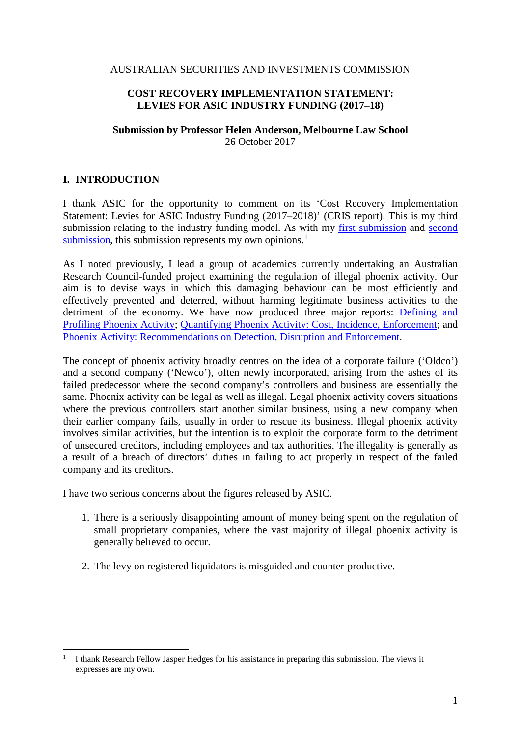AUSTRALIAN SECURITIES AND INVESTMENTS COMMISSION

**COST RECOVERY IMPLEMENTATION STATEMENT: LEVIES FOR ASIC INDUSTRY FUNDING (2017–18)**

**Submission by Professor Helen Anderson, Melbourne Law School**
26 October 2017

---

## I. INTRODUCTION

I thank ASIC for the opportunity to comment on its 'Cost Recovery Implementation Statement: Levies for ASIC Industry Funding (2017–2018)' (CRIS report). This is my third submission relating to the industry funding model. As with my first submission and second submission, this submission represents my own opinions.[1]

As I noted previously, I lead a group of academics currently undertaking an Australian Research Council-funded project examining the regulation of illegal phoenix activity. Our aim is to devise ways in which this damaging behaviour can be most efficiently and effectively prevented and deterred, without harming legitimate business activities to the detriment of the economy. We have now produced three major reports: Defining and Profiling Phoenix Activity; Quantifying Phoenix Activity: Cost, Incidence, Enforcement; and Phoenix Activity: Recommendations on Detection, Disruption and Enforcement.

The concept of phoenix activity broadly centres on the idea of a corporate failure ('Oldco') and a second company ('Newco'), often newly incorporated, arising from the ashes of its failed predecessor where the second company's controllers and business are essentially the same. Phoenix activity can be legal as well as illegal. Legal phoenix activity covers situations where the previous controllers start another similar business, using a new company when their earlier company fails, usually in order to rescue its business. Illegal phoenix activity involves similar activities, but the intention is to exploit the corporate form to the detriment of unsecured creditors, including employees and tax authorities. The illegality is generally as a result of a breach of directors' duties in failing to act properly in respect of the failed company and its creditors.

I have two serious concerns about the figures released by ASIC.

1. There is a seriously disappointing amount of money being spent on the regulation of small proprietary companies, where the vast majority of illegal phoenix activity is generally believed to occur.

2. The levy on registered liquidators is misguided and counter-productive.

---

[1] I thank Research Fellow Jasper Hedges for his assistance in preparing this submission. The views it expresses are my own.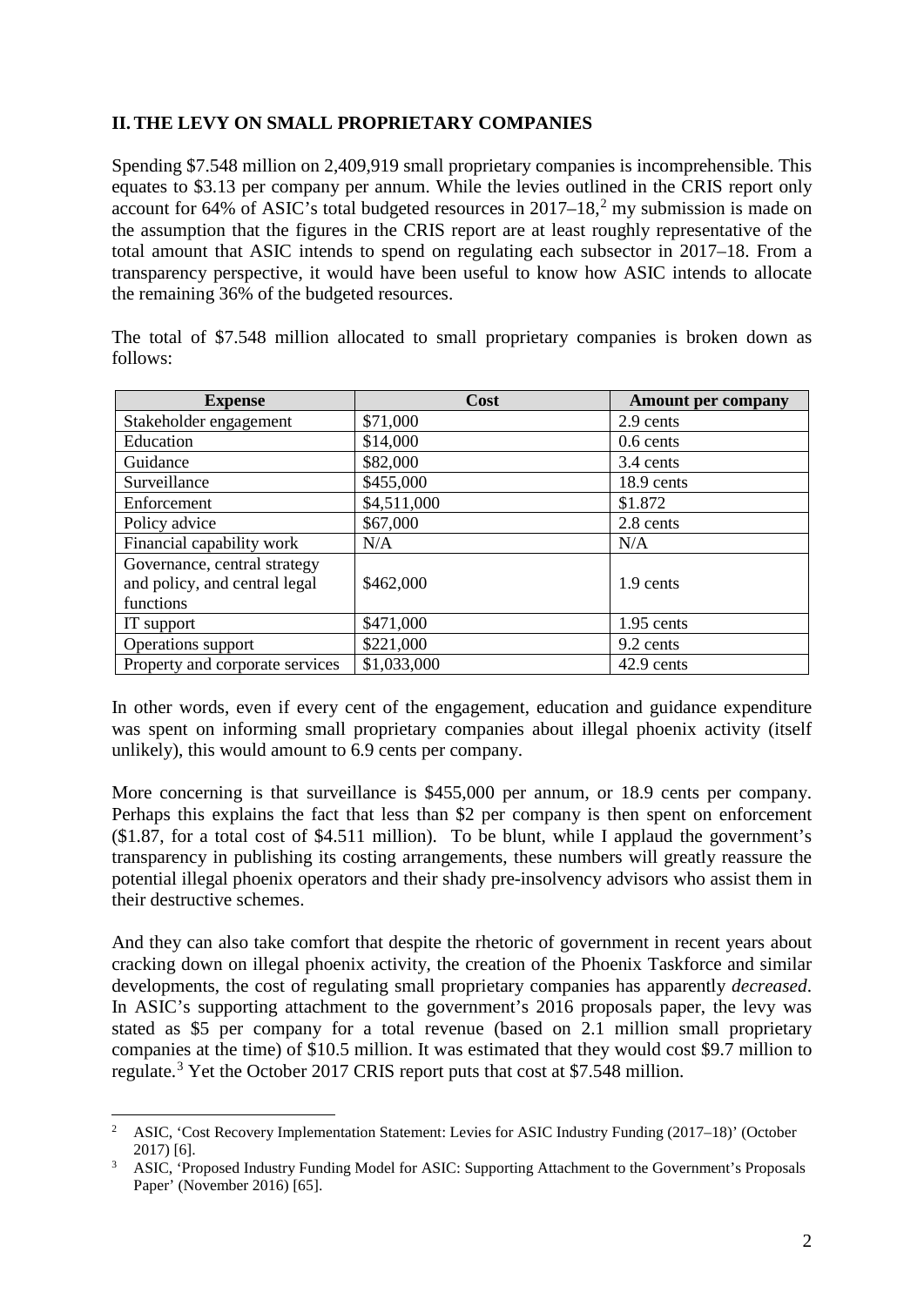## II. THE LEVY ON SMALL PROPRIETARY COMPANIES

Spending $7.548 million on 2,409,919 small proprietary companies is incomprehensible. This equates to $3.13 per company per annum. While the levies outlined in the CRIS report only account for 64% of ASIC's total budgeted resources in 2017–18,[2] my submission is made on the assumption that the figures in the CRIS report are at least roughly representative of the total amount that ASIC intends to spend on regulating each subsector in 2017–18. From a transparency perspective, it would have been useful to know how ASIC intends to allocate the remaining 36% of the budgeted resources.

The total of $7.548 million allocated to small proprietary companies is broken down as follows:

| Expense | Cost | Amount per company |
|---|---|---|
| Stakeholder engagement | $71,000 | 2.9 cents |
| Education | $14,000 | 0.6 cents |
| Guidance | $82,000 | 3.4 cents |
| Surveillance | $455,000 | 18.9 cents |
| Enforcement | $4,511,000 | $1.872 |
| Policy advice | $67,000 | 2.8 cents |
| Financial capability work | N/A | N/A |
| Governance, central strategy and policy, and central legal functions | $462,000 | 1.9 cents |
| IT support | $471,000 | 1.95 cents |
| Operations support | $221,000 | 9.2 cents |
| Property and corporate services | $1,033,000 | 42.9 cents |

In other words, even if every cent of the engagement, education and guidance expenditure was spent on informing small proprietary companies about illegal phoenix activity (itself unlikely), this would amount to 6.9 cents per company.

More concerning is that surveillance is $455,000 per annum, or 18.9 cents per company. Perhaps this explains the fact that less than $2 per company is then spent on enforcement ($1.87, for a total cost of $4.511 million). To be blunt, while I applaud the government's transparency in publishing its costing arrangements, these numbers will greatly reassure the potential illegal phoenix operators and their shady pre-insolvency advisors who assist them in their destructive schemes.

And they can also take comfort that despite the rhetoric of government in recent years about cracking down on illegal phoenix activity, the creation of the Phoenix Taskforce and similar developments, the cost of regulating small proprietary companies has apparently *decreased*. In ASIC's supporting attachment to the government's 2016 proposals paper, the levy was stated as $5 per company for a total revenue (based on 2.1 million small proprietary companies at the time) of $10.5 million. It was estimated that they would cost $9.7 million to regulate.[3] Yet the October 2017 CRIS report puts that cost at $7.548 million.

[2] ASIC, 'Cost Recovery Implementation Statement: Levies for ASIC Industry Funding (2017–18)' (October 2017) [6].

[3] ASIC, 'Proposed Industry Funding Model for ASIC: Supporting Attachment to the Government's Proposals Paper' (November 2016) [65].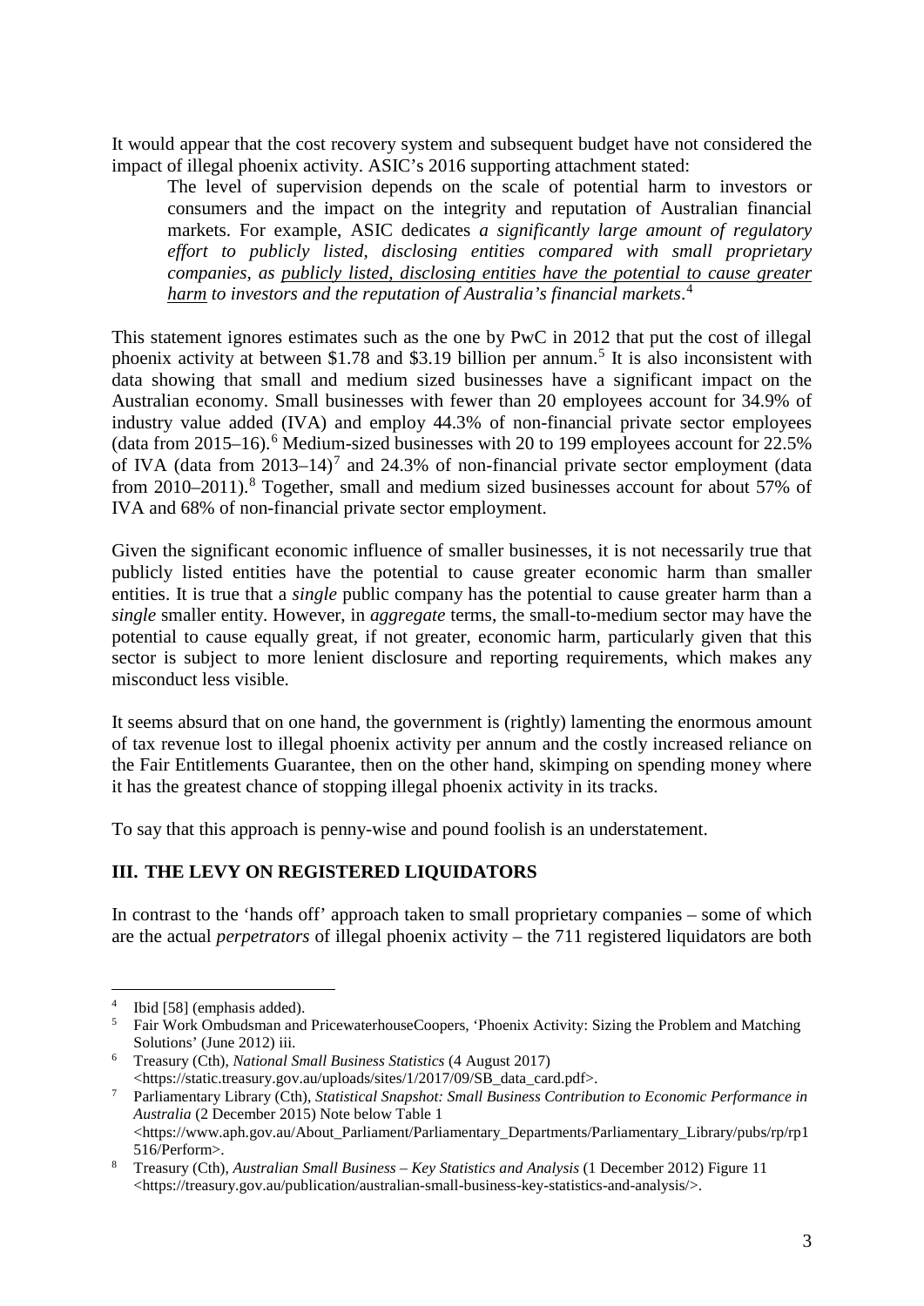It would appear that the cost recovery system and subsequent budget have not considered the impact of illegal phoenix activity. ASIC's 2016 supporting attachment stated:

> The level of supervision depends on the scale of potential harm to investors or consumers and the impact on the integrity and reputation of Australian financial markets. For example, ASIC dedicates *a significantly large amount of regulatory effort to publicly listed, disclosing entities compared with small proprietary companies, as publicly listed, disclosing entities have the potential to cause greater harm to investors and the reputation of Australia's financial markets*.[4]

This statement ignores estimates such as the one by PwC in 2012 that put the cost of illegal phoenix activity at between \$1.78 and \$3.19 billion per annum.[5] It is also inconsistent with data showing that small and medium sized businesses have a significant impact on the Australian economy. Small businesses with fewer than 20 employees account for 34.9% of industry value added (IVA) and employ 44.3% of non-financial private sector employees (data from 2015–16).[6] Medium-sized businesses with 20 to 199 employees account for 22.5% of IVA (data from 2013–14)[7] and 24.3% of non-financial private sector employment (data from 2010–2011).[8] Together, small and medium sized businesses account for about 57% of IVA and 68% of non-financial private sector employment.

Given the significant economic influence of smaller businesses, it is not necessarily true that publicly listed entities have the potential to cause greater economic harm than smaller entities. It is true that a *single* public company has the potential to cause greater harm than a *single* smaller entity. However, in *aggregate* terms, the small-to-medium sector may have the potential to cause equally great, if not greater, economic harm, particularly given that this sector is subject to more lenient disclosure and reporting requirements, which makes any misconduct less visible.

It seems absurd that on one hand, the government is (rightly) lamenting the enormous amount of tax revenue lost to illegal phoenix activity per annum and the costly increased reliance on the Fair Entitlements Guarantee, then on the other hand, skimping on spending money where it has the greatest chance of stopping illegal phoenix activity in its tracks.

To say that this approach is penny-wise and pound foolish is an understatement.

## III. THE LEVY ON REGISTERED LIQUIDATORS

In contrast to the 'hands off' approach taken to small proprietary companies – some of which are the actual *perpetrators* of illegal phoenix activity – the 711 registered liquidators are both

---

[4] Ibid [58] (emphasis added).

[5] Fair Work Ombudsman and PricewaterhouseCoopers, 'Phoenix Activity: Sizing the Problem and Matching Solutions' (June 2012) iii.

[6] Treasury (Cth), *National Small Business Statistics* (4 August 2017) <https://static.treasury.gov.au/uploads/sites/1/2017/09/SB_data_card.pdf>.

[7] Parliamentary Library (Cth), *Statistical Snapshot: Small Business Contribution to Economic Performance in Australia* (2 December 2015) Note below Table 1 <https://www.aph.gov.au/About_Parliament/Parliamentary_Departments/Parliamentary_Library/pubs/rp/rp1516/Perform>.

[8] Treasury (Cth), *Australian Small Business – Key Statistics and Analysis* (1 December 2012) Figure 11 <https://treasury.gov.au/publication/australian-small-business-key-statistics-and-analysis/>.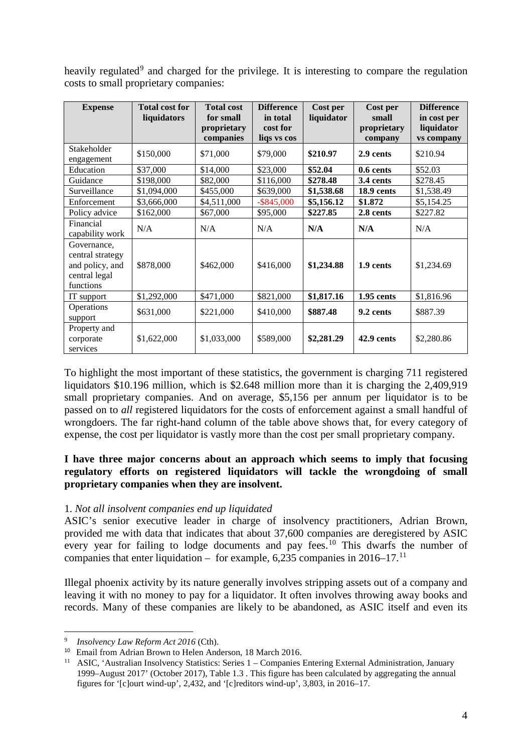heavily regulated[9] and charged for the privilege. It is interesting to compare the regulation costs to small proprietary companies:

| Expense | Total cost for liquidators | Total cost for small proprietary companies | Difference in total cost for liqs vs cos | Cost per liquidator | Cost per small proprietary company | Difference in cost per liquidator vs company |
|---|---|---|---|---|---|---|
| Stakeholder engagement | $150,000 | $71,000 | $79,000 | **$210.97** | **2.9 cents** | $210.94 |
| Education | $37,000 | $14,000 | $23,000 | **$52.04** | **0.6 cents** | $52.03 |
| Guidance | $198,000 | $82,000 | $116,000 | **$278.48** | **3.4 cents** | $278.45 |
| Surveillance | $1,094,000 | $455,000 | $639,000 | **$1,538.68** | **18.9 cents** | $1,538.49 |
| Enforcement | $3,666,000 | $4,511,000 | -$845,000 | **$5,156.12** | **$1.872** | $5,154.25 |
| Policy advice | $162,000 | $67,000 | $95,000 | **$227.85** | **2.8 cents** | $227.82 |
| Financial capability work | N/A | N/A | N/A | **N/A** | **N/A** | N/A |
| Governance, central strategy and policy, and central legal functions | $878,000 | $462,000 | $416,000 | **$1,234.88** | **1.9 cents** | $1,234.69 |
| IT support | $1,292,000 | $471,000 | $821,000 | **$1,817.16** | **1.95 cents** | $1,816.96 |
| Operations support | $631,000 | $221,000 | $410,000 | **$887.48** | **9.2 cents** | $887.39 |
| Property and corporate services | $1,622,000 | $1,033,000 | $589,000 | **$2,281.29** | **42.9 cents** | $2,280.86 |

To highlight the most important of these statistics, the government is charging 711 registered liquidators $10.196 million, which is $2.648 million more than it is charging the 2,409,919 small proprietary companies. And on average, $5,156 per annum per liquidator is to be passed on to *all* registered liquidators for the costs of enforcement against a small handful of wrongdoers. The far right-hand column of the table above shows that, for every category of expense, the cost per liquidator is vastly more than the cost per small proprietary company.

**I have three major concerns about an approach which seems to imply that focusing regulatory efforts on registered liquidators will tackle the wrongdoing of small proprietary companies when they are insolvent.**

1. *Not all insolvent companies end up liquidated*
ASIC's senior executive leader in charge of insolvency practitioners, Adrian Brown, provided me with data that indicates that about 37,600 companies are deregistered by ASIC every year for failing to lodge documents and pay fees.[10] This dwarfs the number of companies that enter liquidation – for example, 6,235 companies in 2016–17.[11]

Illegal phoenix activity by its nature generally involves stripping assets out of a company and leaving it with no money to pay for a liquidator. It often involves throwing away books and records. Many of these companies are likely to be abandoned, as ASIC itself and even its

[9] *Insolvency Law Reform Act 2016* (Cth).

[10] Email from Adrian Brown to Helen Anderson, 18 March 2016.

[11] ASIC, 'Australian Insolvency Statistics: Series 1 – Companies Entering External Administration, January 1999–August 2017' (October 2017), Table 1.3 . This figure has been calculated by aggregating the annual figures for '[c]ourt wind-up', 2,432, and '[c]reditors wind-up', 3,803, in 2016–17.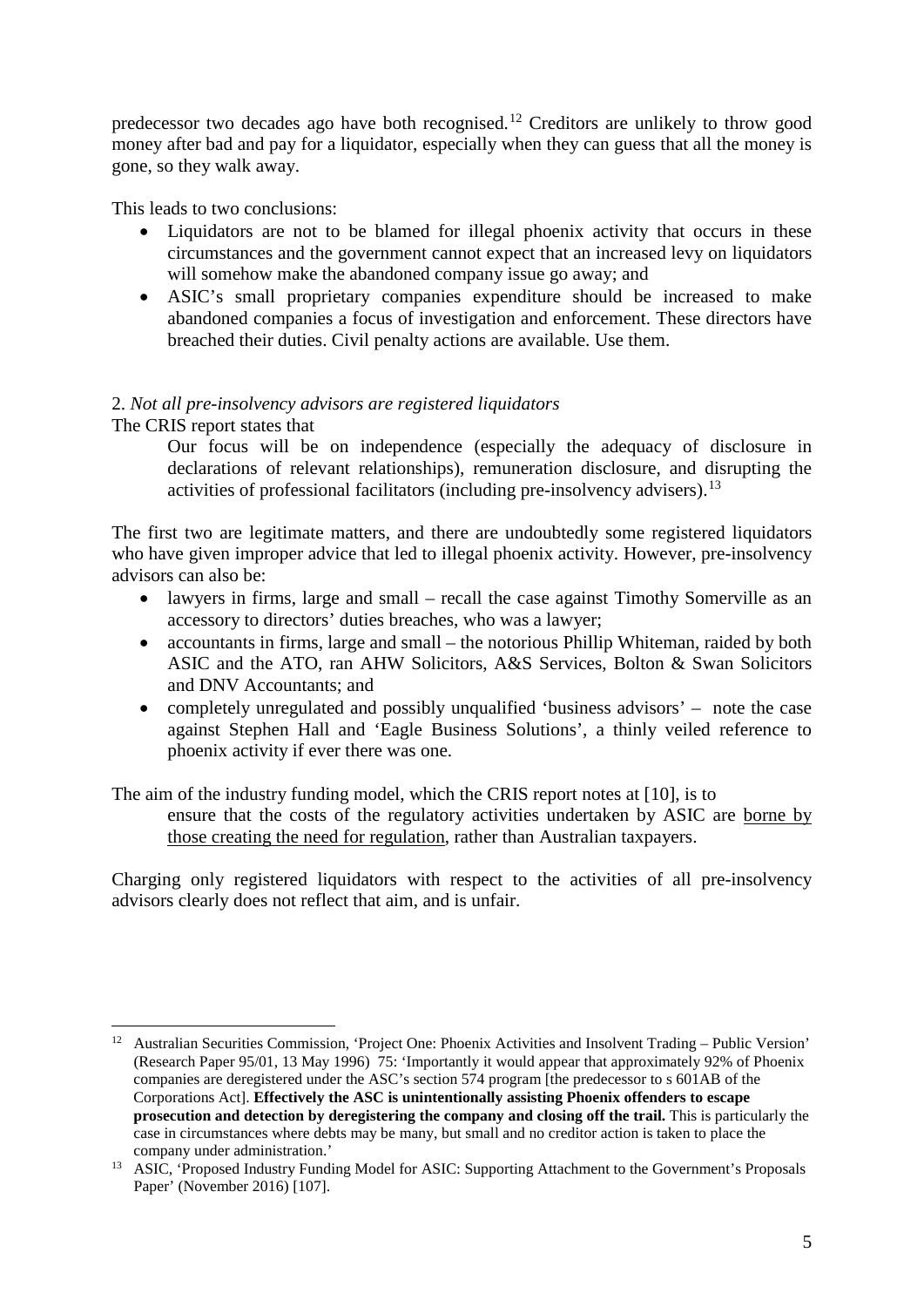predecessor two decades ago have both recognised.[12] Creditors are unlikely to throw good money after bad and pay for a liquidator, especially when they can guess that all the money is gone, so they walk away.

This leads to two conclusions:

- Liquidators are not to be blamed for illegal phoenix activity that occurs in these circumstances and the government cannot expect that an increased levy on liquidators will somehow make the abandoned company issue go away; and
- ASIC's small proprietary companies expenditure should be increased to make abandoned companies a focus of investigation and enforcement. These directors have breached their duties. Civil penalty actions are available. Use them.

2. *Not all pre-insolvency advisors are registered liquidators*

The CRIS report states that

> Our focus will be on independence (especially the adequacy of disclosure in declarations of relevant relationships), remuneration disclosure, and disrupting the activities of professional facilitators (including pre-insolvency advisers).[13]

The first two are legitimate matters, and there are undoubtedly some registered liquidators who have given improper advice that led to illegal phoenix activity. However, pre-insolvency advisors can also be:

- lawyers in firms, large and small – recall the case against Timothy Somerville as an accessory to directors' duties breaches, who was a lawyer;
- accountants in firms, large and small – the notorious Phillip Whiteman, raided by both ASIC and the ATO, ran AHW Solicitors, A&S Services, Bolton & Swan Solicitors and DNV Accountants; and
- completely unregulated and possibly unqualified 'business advisors' – note the case against Stephen Hall and 'Eagle Business Solutions', a thinly veiled reference to phoenix activity if ever there was one.

The aim of the industry funding model, which the CRIS report notes at [10], is to

> ensure that the costs of the regulatory activities undertaken by ASIC are <u>borne by those creating the need for regulation</u>, rather than Australian taxpayers.

Charging only registered liquidators with respect to the activities of all pre-insolvency advisors clearly does not reflect that aim, and is unfair.

---

[12] Australian Securities Commission, 'Project One: Phoenix Activities and Insolvent Trading – Public Version' (Research Paper 95/01, 13 May 1996) 75: 'Importantly it would appear that approximately 92% of Phoenix companies are deregistered under the ASC's section 574 program [the predecessor to s 601AB of the Corporations Act]. **Effectively the ASC is unintentionally assisting Phoenix offenders to escape prosecution and detection by deregistering the company and closing off the trail.** This is particularly the case in circumstances where debts may be many, but small and no creditor action is taken to place the company under administration.'

[13] ASIC, 'Proposed Industry Funding Model for ASIC: Supporting Attachment to the Government's Proposals Paper' (November 2016) [107].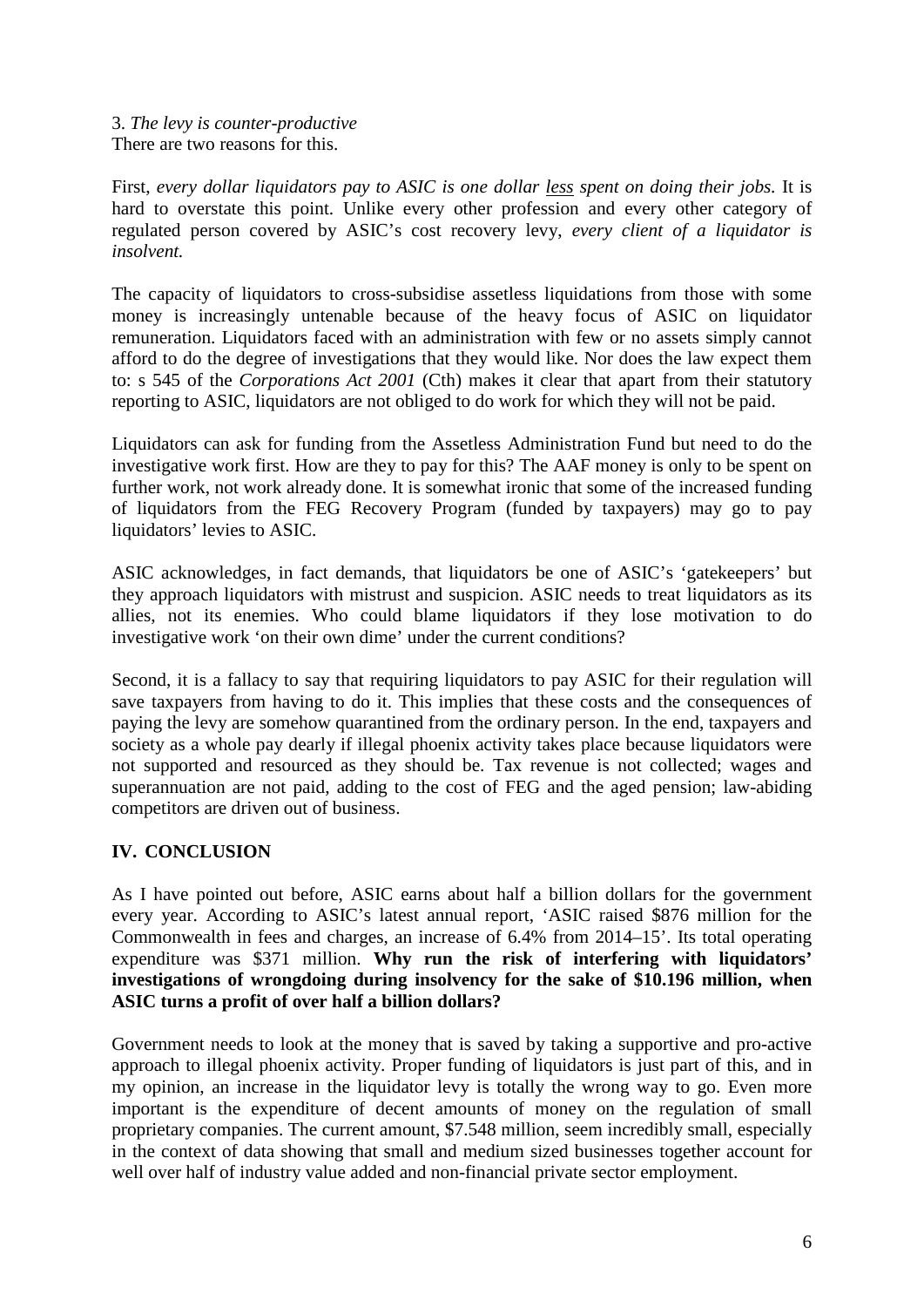3. *The levy is counter-productive*
There are two reasons for this.

First, *every dollar liquidators pay to ASIC is one dollar <u>less</u> spent on doing their jobs.* It is hard to overstate this point. Unlike every other profession and every other category of regulated person covered by ASIC's cost recovery levy, *every client of a liquidator is insolvent.*

The capacity of liquidators to cross-subsidise assetless liquidations from those with some money is increasingly untenable because of the heavy focus of ASIC on liquidator remuneration. Liquidators faced with an administration with few or no assets simply cannot afford to do the degree of investigations that they would like. Nor does the law expect them to: s 545 of the *Corporations Act 2001* (Cth) makes it clear that apart from their statutory reporting to ASIC, liquidators are not obliged to do work for which they will not be paid.

Liquidators can ask for funding from the Assetless Administration Fund but need to do the investigative work first. How are they to pay for this? The AAF money is only to be spent on further work, not work already done. It is somewhat ironic that some of the increased funding of liquidators from the FEG Recovery Program (funded by taxpayers) may go to pay liquidators' levies to ASIC.

ASIC acknowledges, in fact demands, that liquidators be one of ASIC's 'gatekeepers' but they approach liquidators with mistrust and suspicion. ASIC needs to treat liquidators as its allies, not its enemies. Who could blame liquidators if they lose motivation to do investigative work 'on their own dime' under the current conditions?

Second, it is a fallacy to say that requiring liquidators to pay ASIC for their regulation will save taxpayers from having to do it. This implies that these costs and the consequences of paying the levy are somehow quarantined from the ordinary person. In the end, taxpayers and society as a whole pay dearly if illegal phoenix activity takes place because liquidators were not supported and resourced as they should be. Tax revenue is not collected; wages and superannuation are not paid, adding to the cost of FEG and the aged pension; law-abiding competitors are driven out of business.

## IV. CONCLUSION

As I have pointed out before, ASIC earns about half a billion dollars for the government every year. According to ASIC's latest annual report, 'ASIC raised $876 million for the Commonwealth in fees and charges, an increase of 6.4% from 2014–15'. Its total operating expenditure was $371 million. **Why run the risk of interfering with liquidators' investigations of wrongdoing during insolvency for the sake of $10.196 million, when ASIC turns a profit of over half a billion dollars?**

Government needs to look at the money that is saved by taking a supportive and pro-active approach to illegal phoenix activity. Proper funding of liquidators is just part of this, and in my opinion, an increase in the liquidator levy is totally the wrong way to go. Even more important is the expenditure of decent amounts of money on the regulation of small proprietary companies. The current amount, $7.548 million, seem incredibly small, especially in the context of data showing that small and medium sized businesses together account for well over half of industry value added and non-financial private sector employment.